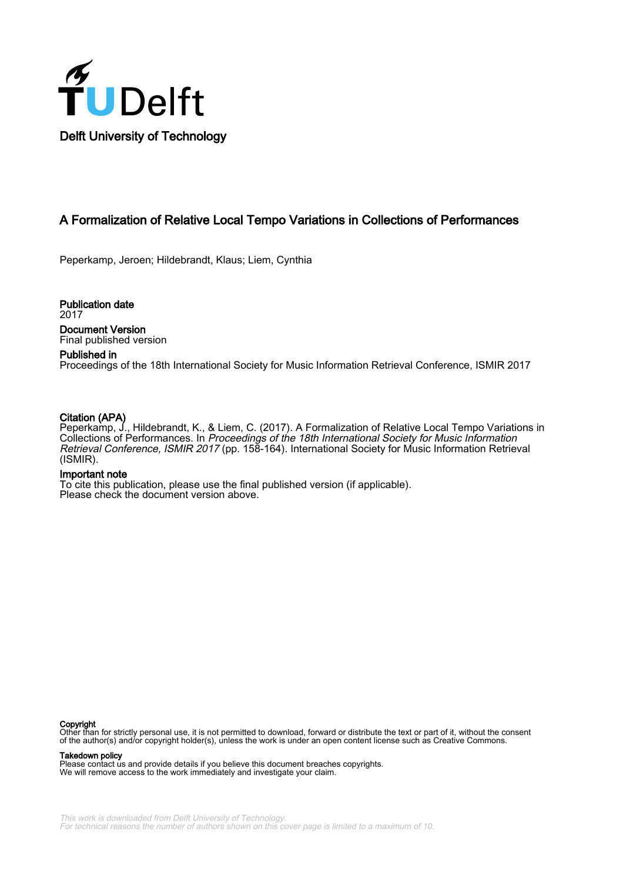Delft University of Technology

# A Formalization of Relative Local Tempo Variations in Collections of Performances

Peperkamp, Jeroen; Hildebrandt, Klaus; Liem, Cynthia

**Publication date**
2017

**Document Version**
Final published version

**Published in**
Proceedings of the 18th International Society for Music Information Retrieval Conference, ISMIR 2017

**Citation (APA)**
Peperkamp, J., Hildebrandt, K., & Liem, C. (2017). A Formalization of Relative Local Tempo Variations in Collections of Performances. In *Proceedings of the 18th International Society for Music Information Retrieval Conference, ISMIR 2017* (pp. 158-164). International Society for Music Information Retrieval (ISMIR).

**Important note**
To cite this publication, please use the final published version (if applicable).
Please check the document version above.

**Copyright**
Other than for strictly personal use, it is not permitted to download, forward or distribute the text or part of it, without the consent of the author(s) and/or copyright holder(s), unless the work is under an open content license such as Creative Commons.

**Takedown policy**
Please contact us and provide details if you believe this document breaches copyrights.
We will remove access to the work immediately and investigate your claim.

*This work is downloaded from Delft University of Technology.*
*For technical reasons the number of authors shown on this cover page is limited to a maximum of 10.*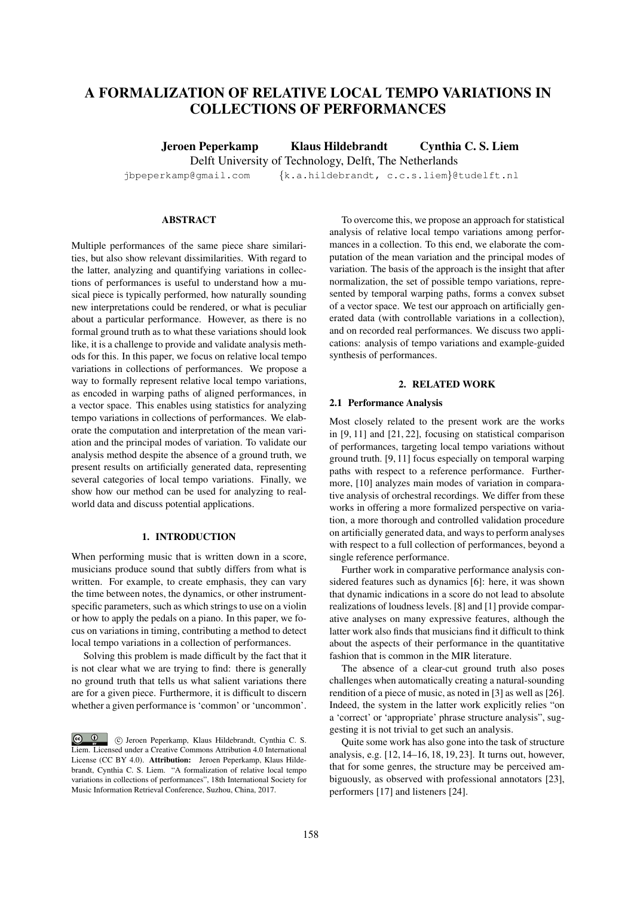# A FORMALIZATION OF RELATIVE LOCAL TEMPO VARIATIONS IN COLLECTIONS OF PERFORMANCES

**Jeroen Peperkamp** **Klaus Hildebrandt** **Cynthia C. S. Liem**

Delft University of Technology, Delft, The Netherlands

jbpeperkamp@gmail.com {k.a.hildebrandt, c.c.s.liem}@tudelft.nl

## ABSTRACT

Multiple performances of the same piece share similarities, but also show relevant dissimilarities. With regard to the latter, analyzing and quantifying variations in collections of performances is useful to understand how a musical piece is typically performed, how naturally sounding new interpretations could be rendered, or what is peculiar about a particular performance. However, as there is no formal ground truth as to what these variations should look like, it is a challenge to provide and validate analysis methods for this. In this paper, we focus on relative local tempo variations in collections of performances. We propose a way to formally represent relative local tempo variations, as encoded in warping paths of aligned performances, in a vector space. This enables using statistics for analyzing tempo variations in collections of performances. We elaborate the computation and interpretation of the mean variation and the principal modes of variation. To validate our analysis method despite the absence of a ground truth, we present results on artificially generated data, representing several categories of local tempo variations. Finally, we show how our method can be used for analyzing to real-world data and discuss potential applications.

## 1. INTRODUCTION

When performing music that is written down in a score, musicians produce sound that subtly differs from what is written. For example, to create emphasis, they can vary the time between notes, the dynamics, or other instrument-specific parameters, such as which strings to use on a violin or how to apply the pedals on a piano. In this paper, we focus on variations in timing, contributing a method to detect local tempo variations in a collection of performances.

Solving this problem is made difficult by the fact that it is not clear what we are trying to find: there is generally no ground truth that tells us what salient variations there are for a given piece. Furthermore, it is difficult to discern whether a given performance is 'common' or 'uncommon'.

© Jeroen Peperkamp, Klaus Hildebrandt, Cynthia C. S. Liem. Licensed under a Creative Commons Attribution 4.0 International License (CC BY 4.0). **Attribution:** Jeroen Peperkamp, Klaus Hildebrandt, Cynthia C. S. Liem. "A formalization of relative local tempo variations in collections of performances", 18th International Society for Music Information Retrieval Conference, Suzhou, China, 2017.

To overcome this, we propose an approach for statistical analysis of relative local tempo variations among performances in a collection. To this end, we elaborate the computation of the mean variation and the principal modes of variation. The basis of the approach is the insight that after normalization, the set of possible tempo variations, represented by temporal warping paths, forms a convex subset of a vector space. We test our approach on artificially generated data (with controllable variations in a collection), and on recorded real performances. We discuss two applications: analysis of tempo variations and example-guided synthesis of performances.

## 2. RELATED WORK

### 2.1 Performance Analysis

Most closely related to the present work are the works in [9, 11] and [21, 22], focusing on statistical comparison of performances, targeting local tempo variations without ground truth. [9, 11] focus especially on temporal warping paths with respect to a reference performance. Furthermore, [10] analyzes main modes of variation in comparative analysis of orchestral recordings. We differ from these works in offering a more formalized perspective on variation, a more thorough and controlled validation procedure on artificially generated data, and ways to perform analyses with respect to a full collection of performances, beyond a single reference performance.

Further work in comparative performance analysis considered features such as dynamics [6]: here, it was shown that dynamic indications in a score do not lead to absolute realizations of loudness levels. [8] and [1] provide comparative analyses on many expressive features, although the latter work also finds that musicians find it difficult to think about the aspects of their performance in the quantitative fashion that is common in the MIR literature.

The absence of a clear-cut ground truth also poses challenges when automatically creating a natural-sounding rendition of a piece of music, as noted in [3] as well as [26]. Indeed, the system in the latter work explicitly relies "on a 'correct' or 'appropriate' phrase structure analysis", suggesting it is not trivial to get such an analysis.

Quite some work has also gone into the task of structure analysis, e.g. [12, 14–16, 18, 19, 23]. It turns out, however, that for some genres, the structure may be perceived ambiguously, as observed with professional annotators [23], performers [17] and listeners [24].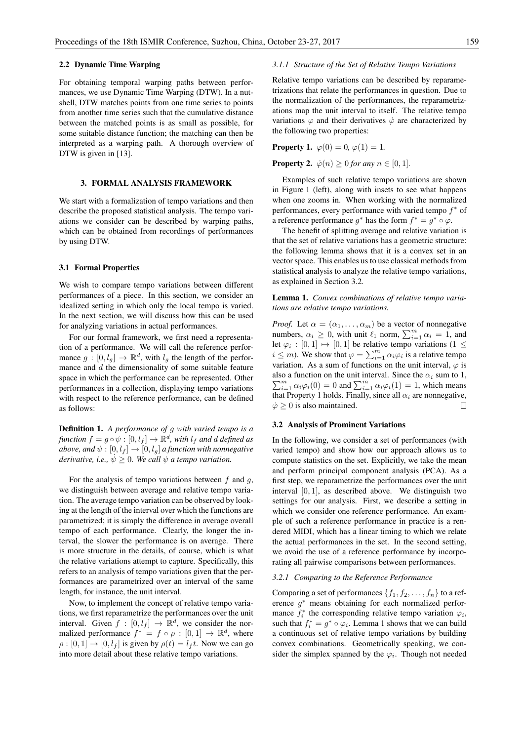### 2.2 Dynamic Time Warping

For obtaining temporal warping paths between performances, we use Dynamic Time Warping (DTW). In a nutshell, DTW matches points from one time series to points from another time series such that the cumulative distance between the matched points is as small as possible, for some suitable distance function; the matching can then be interpreted as a warping path. A thorough overview of DTW is given in [13].

## 3. FORMAL ANALYSIS FRAMEWORK

We start with a formalization of tempo variations and then describe the proposed statistical analysis. The tempo variations we consider can be described by warping paths, which can be obtained from recordings of performances by using DTW.

### 3.1 Formal Properties

We wish to compare tempo variations between different performances of a piece. In this section, we consider an idealized setting in which only the local tempo is varied. In the next section, we will discuss how this can be used for analyzing variations in actual performances.

For our formal framework, we first need a representation of a performance. We will call the reference performance $g : [0, l_g] \to \mathbb{R}^d$, with $l_g$ the length of the performance and $d$ the dimensionality of some suitable feature space in which the performance can be represented. Other performances in a collection, displaying tempo variations with respect to the reference performance, can be defined as follows:

**Definition 1.** *A performance of $g$ with varied tempo is a function $f = g \circ \psi : [0, l_f] \to \mathbb{R}^d$, with $l_f$ and $d$ defined as above, and $\psi : [0, l_f] \to [0, l_g]$ a function with nonnegative derivative, i.e., $\dot{\psi} \geq 0$. We call $\psi$ a tempo variation.*

For the analysis of tempo variations between $f$ and $g$, we distinguish between average and relative tempo variation. The average tempo variation can be observed by looking at the length of the interval over which the functions are parametrized; it is simply the difference in average overall tempo of each performance. Clearly, the longer the interval, the slower the performance is on average. There is more structure in the details, of course, which is what the relative variations attempt to capture. Specifically, this refers to an analysis of tempo variations given that the performances are parametrized over an interval of the same length, for instance, the unit interval.

Now, to implement the concept of relative tempo variations, we first reparametrize the performances over the unit interval. Given $f : [0, l_f] \to \mathbb{R}^d$, we consider the normalized performance $f^* = f \circ \rho : [0, 1] \to \mathbb{R}^d$, where $\rho : [0, 1] \to [0, l_f]$ is given by $\rho(t) = l_f t$. Now we can go into more detail about these relative tempo variations.

#### 3.1.1 Structure of the Set of Relative Tempo Variations

Relative tempo variations can be described by reparametrizations that relate the performances in question. Due to the normalization of the performances, the reparametrizations map the unit interval to itself. The relative tempo variations $\varphi$ and their derivatives $\dot{\varphi}$ are characterized by the following two properties:

**Property 1.** $\varphi(0) = 0$*,* $\varphi(1) = 1$*.*

**Property 2.** $\dot{\varphi}(n) \geq 0$ *for any* $n \in [0, 1]$*.*

Examples of such relative tempo variations are shown in Figure 1 (left), along with insets to see what happens when one zooms in. When working with the normalized performances, every performance with varied tempo $f^*$ of a reference performance $g^*$ has the form $f^* = g^* \circ \varphi$.

The benefit of splitting average and relative variation is that the set of relative variations has a geometric structure: the following lemma shows that it is a convex set in an vector space. This enables us to use classical methods from statistical analysis to analyze the relative tempo variations, as explained in Section 3.2.

**Lemma 1.** *Convex combinations of relative tempo variations are relative tempo variations.*

*Proof.* Let $\alpha = (\alpha_1, \ldots, \alpha_m)$ be a vector of nonnegative numbers, $\alpha_i \geq 0$, with unit $\ell_1$ norm, $\sum_{i=1}^m \alpha_i = 1$, and let $\varphi_i : [0, 1] \mapsto [0, 1]$ be relative tempo variations ($1 \leq i \leq m$). We show that $\varphi = \sum_{i=1}^m \alpha_i \varphi_i$ is a relative tempo variation. As a sum of functions on the unit interval, $\varphi$ is also a function on the unit interval. Since the $\alpha_i$ sum to 1, $\sum_{i=1}^m \alpha_i \varphi_i(0) = 0$ and $\sum_{i=1}^m \alpha_i \varphi_i(1) = 1$, which means that Property 1 holds. Finally, since all $\alpha_i$ are nonnegative, $\dot{\varphi} \geq 0$ is also maintained. □

### 3.2 Analysis of Prominent Variations

In the following, we consider a set of performances (with varied tempo) and show how our approach allows us to compute statistics on the set. Explicitly, we take the mean and perform principal component analysis (PCA). As a first step, we reparametrize the performances over the unit interval $[0, 1]$, as described above. We distinguish two settings for our analysis. First, we describe a setting in which we consider one reference performance. An example of such a reference performance in practice is a rendered MIDI, which has a linear timing to which we relate the actual performances in the set. In the second setting, we avoid the use of a reference performance by incorporating all pairwise comparisons between performances.

#### 3.2.1 Comparing to the Reference Performance

Comparing a set of performances $\{f_1, f_2, \ldots, f_n\}$ to a reference $g^*$ means obtaining for each normalized performance $f_i^*$ the corresponding relative tempo variation $\varphi_i$, such that $f_i^* = g^* \circ \varphi_i$. Lemma 1 shows that we can build a continuous set of relative tempo variations by building convex combinations. Geometrically speaking, we consider the simplex spanned by the $\varphi_i$. Though not needed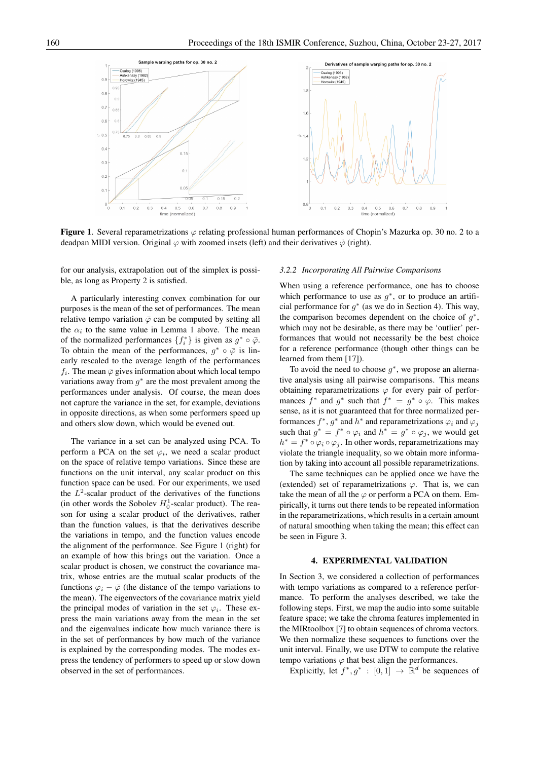Sample warping paths for op. 30 no. 2

Csalog (1996)
Ashkenazy (1982)
Horowitz (1945)

time (normalized)

Derivatives of sample warping paths for op. 30 no. 2

Csalog (1996)
Ashkenazy (1982)
Horowitz (1945)

time (normalized)

**Figure 1**. Several reparametrizations $\varphi$ relating professional human performances of Chopin's Mazurka op. 30 no. 2 to a deadpan MIDI version. Original $\varphi$ with zoomed insets (left) and their derivatives $\dot{\varphi}$ (right).

for our analysis, extrapolation out of the simplex is possible, as long as Property 2 is satisfied.

A particularly interesting convex combination for our purposes is the mean of the set of performances. The mean relative tempo variation $\bar{\varphi}$ can be computed by setting all the $\alpha_i$ to the same value in Lemma 1 above. The mean of the normalized performances $\{f_i^*\}$ is given as $g^* \circ \bar{\varphi}$. To obtain the mean of the performances, $g^* \circ \bar{\varphi}$ is linearly rescaled to the average length of the performances $f_i$. The mean $\bar{\varphi}$ gives information about which local tempo variations away from $g^*$ are the most prevalent among the performances under analysis. Of course, the mean does not capture the variance in the set, for example, deviations in opposite directions, as when some performers speed up and others slow down, which would be evened out.

The variance in a set can be analyzed using PCA. To perform a PCA on the set $\varphi_i$, we need a scalar product on the space of relative tempo variations. Since these are functions on the unit interval, any scalar product on this function space can be used. For our experiments, we used the $L^2$-scalar product of the derivatives of the functions (in other words the Sobolev $H_0^1$-scalar product). The reason for using a scalar product of the derivatives, rather than the function values, is that the derivatives describe the variations in tempo, and the function values encode the alignment of the performance. See Figure 1 (right) for an example of how this brings out the variation. Once a scalar product is chosen, we construct the covariance matrix, whose entries are the mutual scalar products of the functions $\varphi_i - \bar{\varphi}$ (the distance of the tempo variations to the mean). The eigenvectors of the covariance matrix yield the principal modes of variation in the set $\varphi_i$. These express the main variations away from the mean in the set and the eigenvalues indicate how much variance there is in the set of performances by how much of the variance is explained by the corresponding modes. The modes express the tendency of performers to speed up or slow down observed in the set of performances.

#### 3.2.2 Incorporating All Pairwise Comparisons

When using a reference performance, one has to choose which performance to use as $g^*$, or to produce an artificial performance for $g^*$ (as we do in Section 4). This way, the comparison becomes dependent on the choice of $g^*$, which may not be desirable, as there may be 'outlier' performances that would not necessarily be the best choice for a reference performance (though other things can be learned from them [17]).

To avoid the need to choose $g^*$, we propose an alternative analysis using all pairwise comparisons. This means obtaining reparametrizations $\varphi$ for every pair of performances $f^*$ and $g^*$ such that $f^* = g^* \circ \varphi$. This makes sense, as it is not guaranteed that for three normalized performances $f^*$, $g^*$ and $h^*$ and reparametrizations $\varphi_i$ and $\varphi_j$ such that $g^* = f^* \circ \varphi_i$ and $h^* = g^* \circ \varphi_j$, we would get $h^* = f^* \circ \varphi_i \circ \varphi_j$. In other words, reparametrizations may violate the triangle inequality, so we obtain more information by taking into account all possible reparametrizations.

The same techniques can be applied once we have the (extended) set of reparametrizations $\varphi$. That is, we can take the mean of all the $\varphi$ or perform a PCA on them. Empirically, it turns out there tends to be repeated information in the reparametrizations, which results in a certain amount of natural smoothing when taking the mean; this effect can be seen in Figure 3.

## 4. EXPERIMENTAL VALIDATION

In Section 3, we considered a collection of performances with tempo variations as compared to a reference performance. To perform the analyses described, we take the following steps. First, we map the audio into some suitable feature space; we take the chroma features implemented in the MIRtoolbox [7] to obtain sequences of chroma vectors. We then normalize these sequences to functions over the unit interval. Finally, we use DTW to compute the relative tempo variations $\varphi$ that best align the performances.

Explicitly, let $f^*, g^* : [0,1] \to \mathbb{R}^d$ be sequences of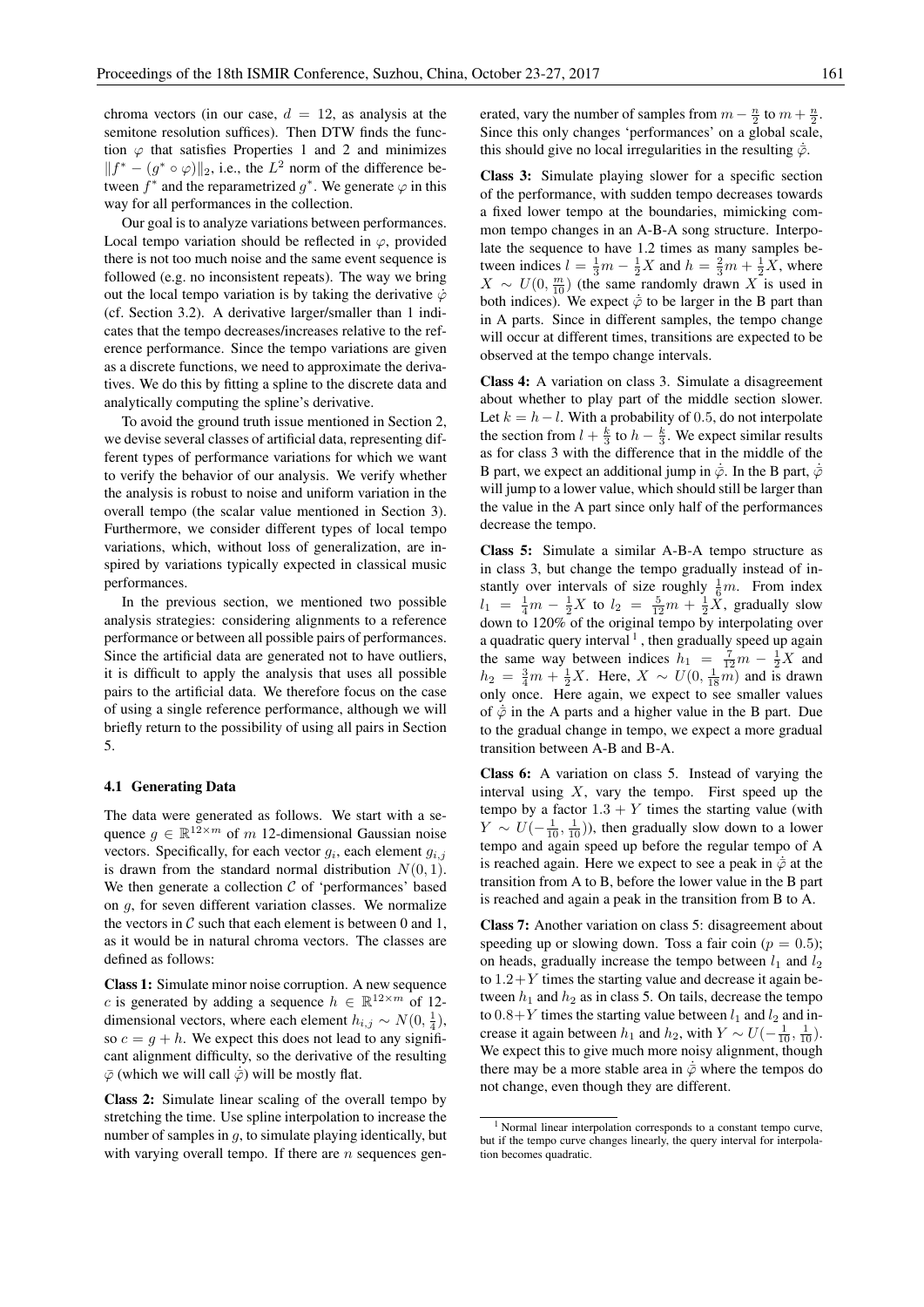chroma vectors (in our case, $d = 12$, as analysis at the semitone resolution suffices). Then DTW finds the function $\varphi$ that satisfies Properties 1 and 2 and minimizes $\|f^* - (g^* \circ \varphi)\|_2$, i.e., the $L^2$ norm of the difference between $f^*$ and the reparametrized $g^*$. We generate $\varphi$ in this way for all performances in the collection.

Our goal is to analyze variations between performances. Local tempo variation should be reflected in $\varphi$, provided there is not too much noise and the same event sequence is followed (e.g. no inconsistent repeats). The way we bring out the local tempo variation is by taking the derivative $\dot{\varphi}$ (cf. Section 3.2). A derivative larger/smaller than 1 indicates that the tempo decreases/increases relative to the reference performance. Since the tempo variations are given as a discrete functions, we need to approximate the derivatives. We do this by fitting a spline to the discrete data and analytically computing the spline's derivative.

To avoid the ground truth issue mentioned in Section 2, we devise several classes of artificial data, representing different types of performance variations for which we want to verify the behavior of our analysis. We verify whether the analysis is robust to noise and uniform variation in the overall tempo (the scalar value mentioned in Section 3). Furthermore, we consider different types of local tempo variations, which, without loss of generalization, are inspired by variations typically expected in classical music performances.

In the previous section, we mentioned two possible analysis strategies: considering alignments to a reference performance or between all possible pairs of performances. Since the artificial data are generated not to have outliers, it is difficult to apply the analysis that uses all possible pairs to the artificial data. We therefore focus on the case of using a single reference performance, although we will briefly return to the possibility of using all pairs in Section 5.

### 4.1 Generating Data

The data were generated as follows. We start with a sequence $g \in \mathbb{R}^{12 \times m}$ of $m$ 12-dimensional Gaussian noise vectors. Specifically, for each vector $g_i$, each element $g_{i,j}$ is drawn from the standard normal distribution $N(0, 1)$. We then generate a collection $\mathcal{C}$ of 'performances' based on $g$, for seven different variation classes. We normalize the vectors in $\mathcal{C}$ such that each element is between 0 and 1, as it would be in natural chroma vectors. The classes are defined as follows:

**Class 1:** Simulate minor noise corruption. A new sequence $c$ is generated by adding a sequence $h \in \mathbb{R}^{12 \times m}$ of 12-dimensional vectors, where each element $h_{i,j} \sim N(0, \frac{1}{4})$, so $c = g + h$. We expect this does not lead to any significant alignment difficulty, so the derivative of the resulting $\bar{\varphi}$ (which we will call $\dot{\bar{\varphi}}$) will be mostly flat.

**Class 2:** Simulate linear scaling of the overall tempo by stretching the time. Use spline interpolation to increase the number of samples in $g$, to simulate playing identically, but with varying overall tempo. If there are $n$ sequences generated, vary the number of samples from $m - \frac{n}{2}$ to $m + \frac{n}{2}$. Since this only changes 'performances' on a global scale, this should give no local irregularities in the resulting $\dot{\bar{\varphi}}$.

**Class 3:** Simulate playing slower for a specific section of the performance, with sudden tempo decreases towards a fixed lower tempo at the boundaries, mimicking common tempo changes in an A-B-A song structure. Interpolate the sequence to have 1.2 times as many samples between indices $l = \frac{1}{3}m - \frac{1}{2}X$ and $h = \frac{2}{3}m + \frac{1}{2}X$, where $X \sim U(0, \frac{m}{10})$ (the same randomly drawn $X$ is used in both indices). We expect $\dot{\bar{\varphi}}$ to be larger in the B part than in A parts. Since in different samples, the tempo change will occur at different times, transitions are expected to be observed at the tempo change intervals.

**Class 4:** A variation on class 3. Simulate a disagreement about whether to play part of the middle section slower. Let $k = h - l$. With a probability of 0.5, do not interpolate the section from $l + \frac{k}{3}$ to $h - \frac{k}{3}$. We expect similar results as for class 3 with the difference that in the middle of the B part, we expect an additional jump in $\dot{\bar{\varphi}}$. In the B part, $\dot{\bar{\varphi}}$ will jump to a lower value, which should still be larger than the value in the A part since only half of the performances decrease the tempo.

**Class 5:** Simulate a similar A-B-A tempo structure as in class 3, but change the tempo gradually instead of instantly over intervals of size roughly $\frac{1}{6}m$. From index $l_1 = \frac{1}{4}m - \frac{1}{2}X$ to $l_2 = \frac{5}{12}m + \frac{1}{2}X$, gradually slow down to 120% of the original tempo by interpolating over a quadratic query interval [1], then gradually speed up again the same way between indices $h_1 = \frac{7}{12}m - \frac{1}{2}X$ and $h_2 = \frac{3}{4}m + \frac{1}{2}X$. Here, $X \sim U(0, \frac{1}{18}m)$ and is drawn only once. Here again, we expect to see smaller values of $\dot{\bar{\varphi}}$ in the A parts and a higher value in the B part. Due to the gradual change in tempo, we expect a more gradual transition between A-B and B-A.

**Class 6:** A variation on class 5. Instead of varying the interval using $X$, vary the tempo. First speed up the tempo by a factor $1.3 + Y$ times the starting value (with $Y \sim U(-\frac{1}{10}, \frac{1}{10})$), then gradually slow down to a lower tempo and again speed up before the regular tempo of A is reached again. Here we expect to see a peak in $\dot{\bar{\varphi}}$ at the transition from A to B, before the lower value in the B part is reached and again a peak in the transition from B to A.

**Class 7:** Another variation on class 5: disagreement about speeding up or slowing down. Toss a fair coin ($p = 0.5$); on heads, gradually increase the tempo between $l_1$ and $l_2$ to $1.2 + Y$ times the starting value and decrease it again between $h_1$ and $h_2$ as in class 5. On tails, decrease the tempo to $0.8 + Y$ times the starting value between $l_1$ and $l_2$ and increase it again between $h_1$ and $h_2$, with $Y \sim U(-\frac{1}{10}, \frac{1}{10})$. We expect this to give much more noisy alignment, though there may be a more stable area in $\dot{\bar{\varphi}}$ where the tempos do not change, even though they are different.

[1] Normal linear interpolation corresponds to a constant tempo curve, but if the tempo curve changes linearly, the query interval for interpolation becomes quadratic.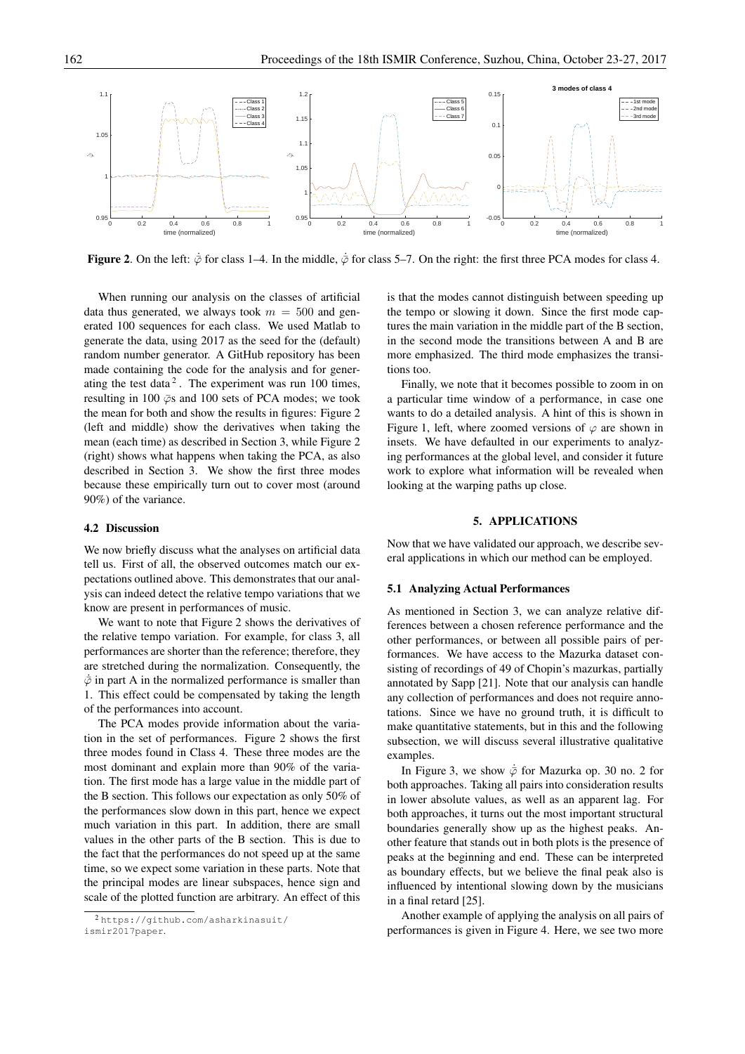**Figure 2**. On the left: $\dot{\bar{\varphi}}$ for class 1–4. In the middle, $\dot{\bar{\varphi}}$ for class 5–7. On the right: the first three PCA modes for class 4.

When running our analysis on the classes of artificial data thus generated, we always took $m = 500$ and generated 100 sequences for each class. We used Matlab to generate the data, using 2017 as the seed for the (default) random number generator. A GitHub repository has been made containing the code for the analysis and for generating the test data[2]. The experiment was run 100 times, resulting in 100 $\bar{\varphi}$s and 100 sets of PCA modes; we took the mean for both and show the results in figures: Figure 2 (left and middle) show the derivatives when taking the mean (each time) as described in Section 3, while Figure 2 (right) shows what happens when taking the PCA, as also described in Section 3. We show the first three modes because these empirically turn out to cover most (around 90%) of the variance.

### 4.2 Discussion

We now briefly discuss what the analyses on artificial data tell us. First of all, the observed outcomes match our expectations outlined above. This demonstrates that our analysis can indeed detect the relative tempo variations that we know are present in performances of music.

We want to note that Figure 2 shows the derivatives of the relative tempo variation. For example, for class 3, all performances are shorter than the reference; therefore, they are stretched during the normalization. Consequently, the $\dot{\bar{\varphi}}$ in part A in the normalized performance is smaller than 1. This effect could be compensated by taking the length of the performances into account.

The PCA modes provide information about the variation in the set of performances. Figure 2 shows the first three modes found in Class 4. These three modes are the most dominant and explain more than 90% of the variation. The first mode has a large value in the middle part of the B section. This follows our expectation as only 50% of the performances slow down in this part, hence we expect much variation in this part. In addition, there are small values in the other parts of the B section. This is due to the fact that the performances do not speed up at the same time, so we expect some variation in these parts. Note that the principal modes are linear subspaces, hence sign and scale of the plotted function are arbitrary. An effect of this is that the modes cannot distinguish between speeding up the tempo or slowing it down. Since the first mode captures the main variation in the middle part of the B section, in the second mode the transitions between A and B are more emphasized. The third mode emphasizes the transitions too.

Finally, we note that it becomes possible to zoom in on a particular time window of a performance, in case one wants to do a detailed analysis. A hint of this is shown in Figure 1, left, where zoomed versions of $\varphi$ are shown in insets. We have defaulted in our experiments to analyzing performances at the global level, and consider it future work to explore what information will be revealed when looking at the warping paths up close.

## 5. APPLICATIONS

Now that we have validated our approach, we describe several applications in which our method can be employed.

### 5.1 Analyzing Actual Performances

As mentioned in Section 3, we can analyze relative differences between a chosen reference performance and the other performances, or between all possible pairs of performances. We have access to the Mazurka dataset consisting of recordings of 49 of Chopin's mazurkas, partially annotated by Sapp [21]. Note that our analysis can handle any collection of performances and does not require annotations. Since we have no ground truth, it is difficult to make quantitative statements, but in this and the following subsection, we will discuss several illustrative qualitative examples.

In Figure 3, we show $\dot{\bar{\varphi}}$ for Mazurka op. 30 no. 2 for both approaches. Taking all pairs into consideration results in lower absolute values, as well as an apparent lag. For both approaches, it turns out the most important structural boundaries generally show up as the highest peaks. Another feature that stands out in both plots is the presence of peaks at the beginning and end. These can be interpreted as boundary effects, but we believe the final peak also is influenced by intentional slowing down by the musicians in a final retard [25].

Another example of applying the analysis on all pairs of performances is given in Figure 4. Here, we see two more

[2] https://github.com/asharkinasuit/ismir2017paper.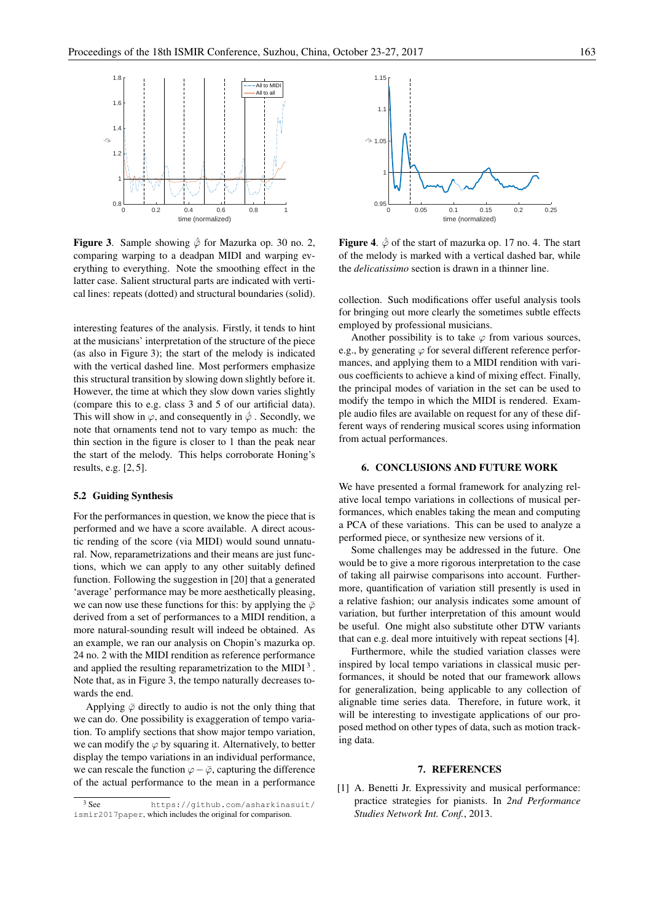1.8

1.6

1.4

1.2

1

0.8

0 0.2 0.4 0.6 0.8 1

time (normalized)

All to MIDI
All to all

**Figure 3**. Sample showing $\dot{\bar{\varphi}}$ for Mazurka op. 30 no. 2, comparing warping to a deadpan MIDI and warping everything to everything. Note the smoothing effect in the latter case. Salient structural parts are indicated with vertical lines: repeats (dotted) and structural boundaries (solid).

1.15

1.1

1.05

1

0.95

0 0.05 0.1 0.15 0.2 0.25

time (normalized)

**Figure 4**. $\dot{\bar{\varphi}}$ of the start of mazurka op. 17 no. 4. The start of the melody is marked with a vertical dashed bar, while the *delicatissimo* section is drawn in a thinner line.

interesting features of the analysis. Firstly, it tends to hint at the musicians' interpretation of the structure of the piece (as also in Figure 3); the start of the melody is indicated with the vertical dashed line. Most performers emphasize this structural transition by slowing down slightly before it. However, the time at which they slow down varies slightly (compare this to e.g. class 3 and 5 of our artificial data). This will show in $\varphi$, and consequently in $\dot{\bar{\varphi}}$. Secondly, we note that ornaments tend not to vary tempo as much: the thin section in the figure is closer to 1 than the peak near the start of the melody. This helps corroborate Honing's results, e.g. [2, 5].

### 5.2 Guiding Synthesis

For the performances in question, we know the piece that is performed and we have a score available. A direct acoustic rending of the score (via MIDI) would sound unnatural. Now, reparametrizations and their means are just functions, which we can apply to any other suitably defined function. Following the suggestion in [20] that a generated 'average' performance may be more aesthetically pleasing, we can now use these functions for this: by applying the $\bar{\varphi}$ derived from a set of performances to a MIDI rendition, a more natural-sounding result will indeed be obtained. As an example, we ran our analysis on Chopin's mazurka op. 24 no. 2 with the MIDI rendition as reference performance and applied the resulting reparametrization to the MIDI [3]. Note that, as in Figure 3, the tempo naturally decreases towards the end.

Applying $\bar{\varphi}$ directly to audio is not the only thing that we can do. One possibility is exaggeration of tempo variation. To amplify sections that show major tempo variation, we can modify the $\varphi$ by squaring it. Alternatively, to better display the tempo variations in an individual performance, we can rescale the function $\varphi - \bar{\varphi}$, capturing the difference of the actual performance to the mean in a performance collection. Such modifications offer useful analysis tools for bringing out more clearly the sometimes subtle effects employed by professional musicians.

Another possibility is to take $\varphi$ from various sources, e.g., by generating $\varphi$ for several different reference performances, and applying them to a MIDI rendition with various coefficients to achieve a kind of mixing effect. Finally, the principal modes of variation in the set can be used to modify the tempo in which the MIDI is rendered. Example audio files are available on request for any of these different ways of rendering musical scores using information from actual performances.

## 6. CONCLUSIONS AND FUTURE WORK

We have presented a formal framework for analyzing relative local tempo variations in collections of musical performances, which enables taking the mean and computing a PCA of these variations. This can be used to analyze a performed piece, or synthesize new versions of it.

Some challenges may be addressed in the future. One would be to give a more rigorous interpretation to the case of taking all pairwise comparisons into account. Furthermore, quantification of variation still presently is used in a relative fashion; our analysis indicates some amount of variation, but further interpretation of this amount would be useful. One might also substitute other DTW variants that can e.g. deal more intuitively with repeat sections [4].

Furthermore, while the studied variation classes were inspired by local tempo variations in classical music performances, it should be noted that our framework allows for generalization, being applicable to any collection of alignable time series data. Therefore, in future work, it will be interesting to investigate applications of our proposed method on other types of data, such as motion tracking data.

## 7. REFERENCES

[1] A. Benetti Jr. Expressivity and musical performance: practice strategies for pianists. In *2nd Performance Studies Network Int. Conf.*, 2013.

[3] See `https://github.com/asharkinasuit/ismir2017paper`, which includes the original for comparison.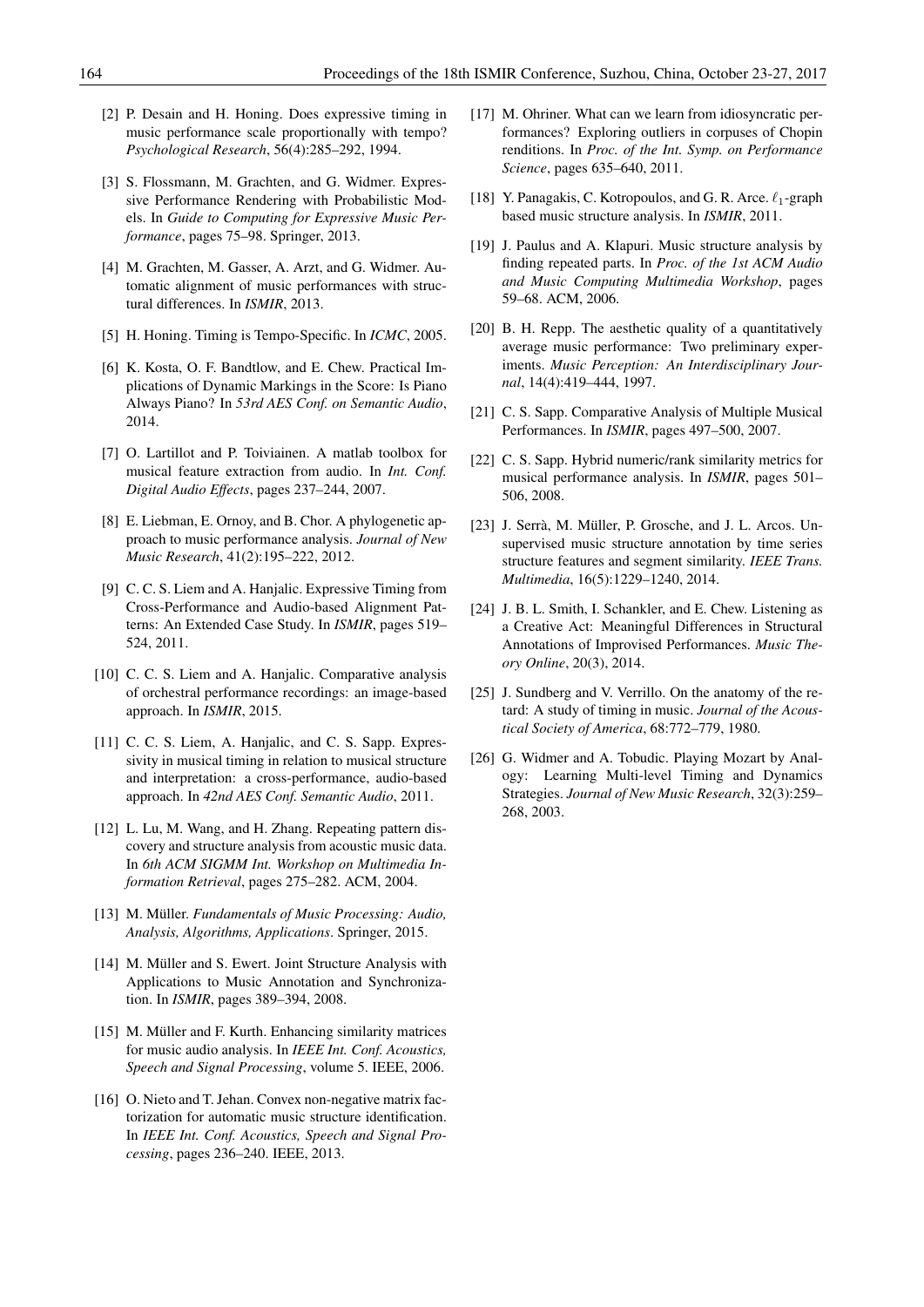[2] P. Desain and H. Honing. Does expressive timing in music performance scale proportionally with tempo? *Psychological Research*, 56(4):285–292, 1994.

[3] S. Flossmann, M. Grachten, and G. Widmer. Expressive Performance Rendering with Probabilistic Models. In *Guide to Computing for Expressive Music Performance*, pages 75–98. Springer, 2013.

[4] M. Grachten, M. Gasser, A. Arzt, and G. Widmer. Automatic alignment of music performances with structural differences. In *ISMIR*, 2013.

[5] H. Honing. Timing is Tempo-Specific. In *ICMC*, 2005.

[6] K. Kosta, O. F. Bandtlow, and E. Chew. Practical Implications of Dynamic Markings in the Score: Is Piano Always Piano? In *53rd AES Conf. on Semantic Audio*, 2014.

[7] O. Lartillot and P. Toiviainen. A matlab toolbox for musical feature extraction from audio. In *Int. Conf. Digital Audio Effects*, pages 237–244, 2007.

[8] E. Liebman, E. Ornoy, and B. Chor. A phylogenetic approach to music performance analysis. *Journal of New Music Research*, 41(2):195–222, 2012.

[9] C. C. S. Liem and A. Hanjalic. Expressive Timing from Cross-Performance and Audio-based Alignment Patterns: An Extended Case Study. In *ISMIR*, pages 519–524, 2011.

[10] C. C. S. Liem and A. Hanjalic. Comparative analysis of orchestral performance recordings: an image-based approach. In *ISMIR*, 2015.

[11] C. C. S. Liem, A. Hanjalic, and C. S. Sapp. Expressivity in musical timing in relation to musical structure and interpretation: a cross-performance, audio-based approach. In *42nd AES Conf. Semantic Audio*, 2011.

[12] L. Lu, M. Wang, and H. Zhang. Repeating pattern discovery and structure analysis from acoustic music data. In *6th ACM SIGMM Int. Workshop on Multimedia Information Retrieval*, pages 275–282. ACM, 2004.

[13] M. Müller. *Fundamentals of Music Processing: Audio, Analysis, Algorithms, Applications*. Springer, 2015.

[14] M. Müller and S. Ewert. Joint Structure Analysis with Applications to Music Annotation and Synchronization. In *ISMIR*, pages 389–394, 2008.

[15] M. Müller and F. Kurth. Enhancing similarity matrices for music audio analysis. In *IEEE Int. Conf. Acoustics, Speech and Signal Processing*, volume 5. IEEE, 2006.

[16] O. Nieto and T. Jehan. Convex non-negative matrix factorization for automatic music structure identification. In *IEEE Int. Conf. Acoustics, Speech and Signal Processing*, pages 236–240. IEEE, 2013.

[17] M. Ohriner. What can we learn from idiosyncratic performances? Exploring outliers in corpuses of Chopin renditions. In *Proc. of the Int. Symp. on Performance Science*, pages 635–640, 2011.

[18] Y. Panagakis, C. Kotropoulos, and G. R. Arce. $\ell_1$-graph based music structure analysis. In *ISMIR*, 2011.

[19] J. Paulus and A. Klapuri. Music structure analysis by finding repeated parts. In *Proc. of the 1st ACM Audio and Music Computing Multimedia Workshop*, pages 59–68. ACM, 2006.

[20] B. H. Repp. The aesthetic quality of a quantitatively average music performance: Two preliminary experiments. *Music Perception: An Interdisciplinary Journal*, 14(4):419–444, 1997.

[21] C. S. Sapp. Comparative Analysis of Multiple Musical Performances. In *ISMIR*, pages 497–500, 2007.

[22] C. S. Sapp. Hybrid numeric/rank similarity metrics for musical performance analysis. In *ISMIR*, pages 501–506, 2008.

[23] J. Serrà, M. Müller, P. Grosche, and J. L. Arcos. Unsupervised music structure annotation by time series structure features and segment similarity. *IEEE Trans. Multimedia*, 16(5):1229–1240, 2014.

[24] J. B. L. Smith, I. Schankler, and E. Chew. Listening as a Creative Act: Meaningful Differences in Structural Annotations of Improvised Performances. *Music Theory Online*, 20(3), 2014.

[25] J. Sundberg and V. Verrillo. On the anatomy of the retard: A study of timing in music. *Journal of the Acoustical Society of America*, 68:772–779, 1980.

[26] G. Widmer and A. Tobudic. Playing Mozart by Analogy: Learning Multi-level Timing and Dynamics Strategies. *Journal of New Music Research*, 32(3):259–268, 2003.